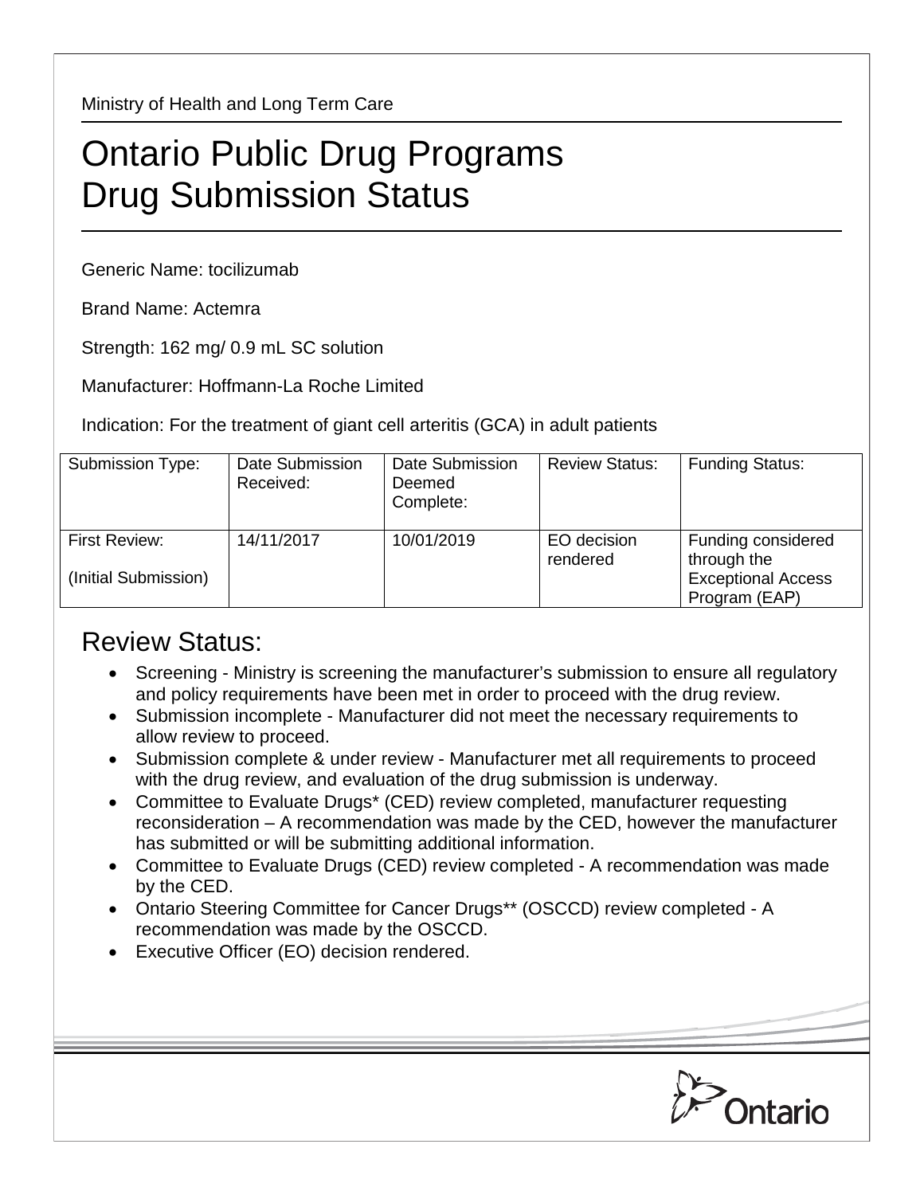Ministry of Health and Long Term Care

# Ontario Public Drug Programs
# Drug Submission Status

Generic Name: tocilizumab

Brand Name: Actemra

Strength: 162 mg/ 0.9 mL SC solution

Manufacturer: Hoffmann-La Roche Limited

Indication: For the treatment of giant cell arteritis (GCA) in adult patients

| Submission Type: | Date Submission Received: | Date Submission Deemed Complete: | Review Status: | Funding Status: |
|---|---|---|---|---|
| First Review: (Initial Submission) | 14/11/2017 | 10/01/2019 | EO decision rendered | Funding considered through the Exceptional Access Program (EAP) |

## Review Status:

- Screening - Ministry is screening the manufacturer's submission to ensure all regulatory and policy requirements have been met in order to proceed with the drug review.
- Submission incomplete - Manufacturer did not meet the necessary requirements to allow review to proceed.
- Submission complete & under review - Manufacturer met all requirements to proceed with the drug review, and evaluation of the drug submission is underway.
- Committee to Evaluate Drugs* (CED) review completed, manufacturer requesting reconsideration – A recommendation was made by the CED, however the manufacturer has submitted or will be submitting additional information.
- Committee to Evaluate Drugs (CED) review completed - A recommendation was made by the CED.
- Ontario Steering Committee for Cancer Drugs** (OSCCD) review completed - A recommendation was made by the OSCCD.
- Executive Officer (EO) decision rendered.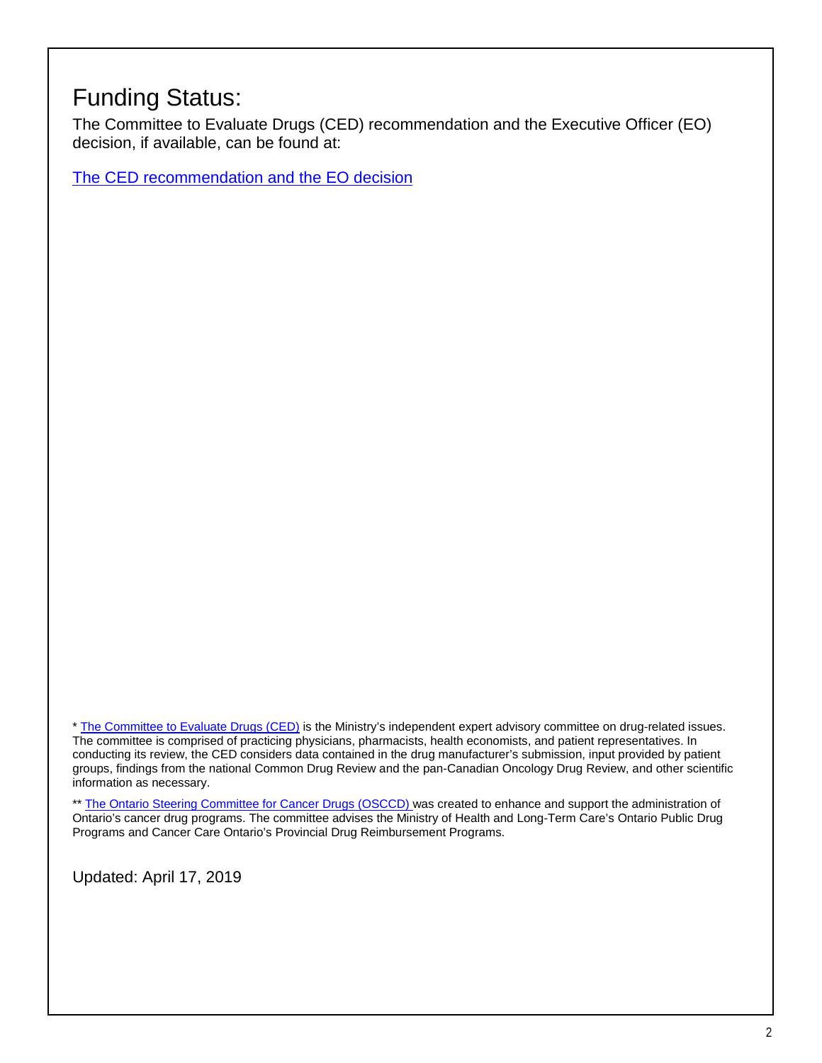# Funding Status:

The Committee to Evaluate Drugs (CED) recommendation and the Executive Officer (EO) decision, if available, can be found at:

[The CED recommendation and the EO decision]

* [The Committee to Evaluate Drugs (CED)] is the Ministry's independent expert advisory committee on drug-related issues. The committee is comprised of practicing physicians, pharmacists, health economists, and patient representatives. In conducting its review, the CED considers data contained in the drug manufacturer's submission, input provided by patient groups, findings from the national Common Drug Review and the pan-Canadian Oncology Drug Review, and other scientific information as necessary.

** [The Ontario Steering Committee for Cancer Drugs (OSCCD)] was created to enhance and support the administration of Ontario's cancer drug programs. The committee advises the Ministry of Health and Long-Term Care's Ontario Public Drug Programs and Cancer Care Ontario's Provincial Drug Reimbursement Programs.

Updated: April 17, 2019